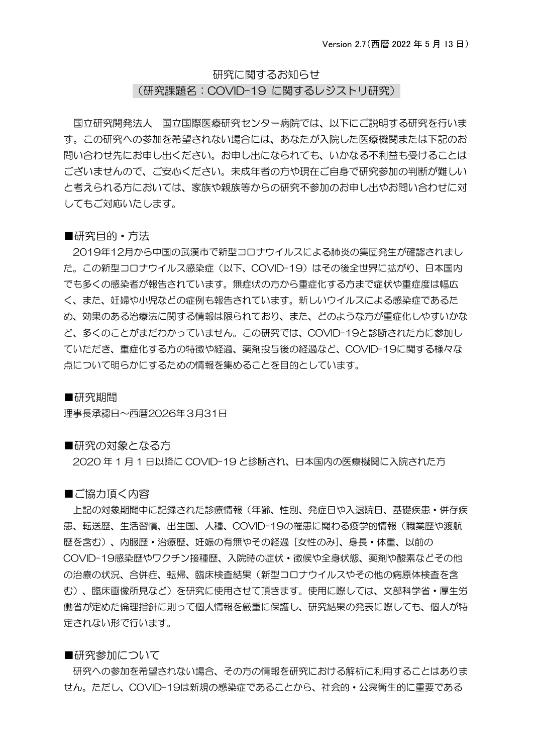Version 2.7（西暦 2022 年 5 月 13 日）

# 研究に関するお知らせ
## （研究課題名：COVID-19 に関するレジストリ研究）

国立研究開発法人　国立国際医療研究センター病院では、以下にご説明する研究を行います。この研究への参加を希望されない場合には、あなたが入院した医療機関または下記のお問い合わせ先にお申し出ください。お申し出になられても、いかなる不利益も受けることはございませんので、ご安心ください。未成年者の方や現在ご自身で研究参加の判断が難しいと考えられる方においては、家族や親族等からの研究不参加のお申し出やお問い合わせに対してもご対応いたします。

### ■研究目的・方法

2019年12月から中国の武漢市で新型コロナウイルスによる肺炎の集団発生が確認されました。この新型コロナウイルス感染症（以下、COVID-19）はその後全世界に拡がり、日本国内でも多くの感染者が報告されています。無症状の方から重症化する方まで症状や重症度は幅広く、また、妊婦や小児などの症例も報告されています。新しいウイルスによる感染症であるため、効果のある治療法に関する情報は限られており、また、どのような方が重症化しやすいかなど、多くのことがまだわかっていません。この研究では、COVID-19と診断された方に参加していただき、重症化する方の特徴や経過、薬剤投与後の経過など、COVID-19に関する様々な点について明らかにするための情報を集めることを目的としています。

### ■研究期間

理事長承認日～西暦2026年３月31日

### ■研究の対象となる方

2020 年 1 月 1 日以降に COVID-19 と診断され、日本国内の医療機関に入院された方

### ■ご協力頂く内容

上記の対象期間中に記録された診療情報（年齢、性別、発症日や入退院日、基礎疾患・併存疾患、転送歴、生活習慣、出生国、人種、COVID-19の罹患に関わる疫学的情報（職業歴や渡航歴を含む）、内服歴・治療歴、妊娠の有無やその経過［女性のみ］、身長・体重、以前のCOVID-19感染歴やワクチン接種歴、入院時の症状・徴候や全身状態、薬剤や酸素などその他の治療の状況、合併症、転帰、臨床検査結果（新型コロナウイルスやその他の病原体検査を含む）、臨床画像所見など）を研究に使用させて頂きます。使用に際しては、文部科学省・厚生労働省が定めた倫理指針に則って個人情報を厳重に保護し、研究結果の発表に際しても、個人が特定されない形で行います。

### ■研究参加について

研究への参加を希望されない場合、その方の情報を研究における解析に利用することはありません。ただし、COVID-19は新規の感染症であることから、社会的・公衆衛生的に重要である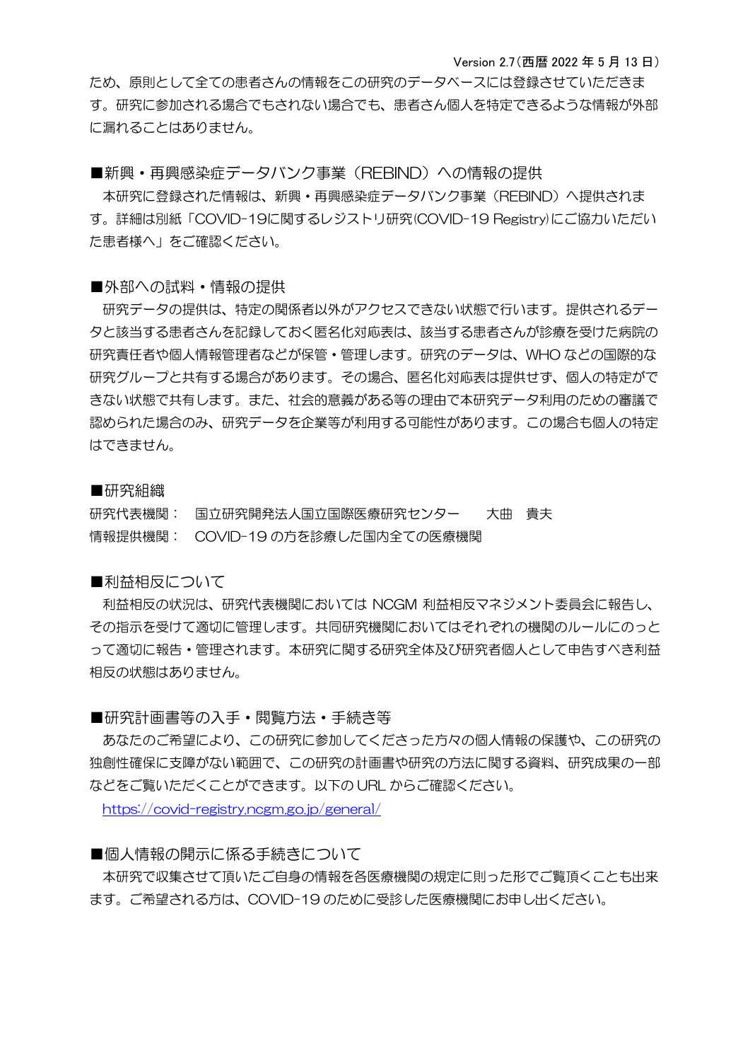ため、原則として全ての患者さんの情報をこの研究のデータベースには登録させていただきます。研究に参加される場合でもされない場合でも、患者さん個人を特定できるような情報が外部に漏れることはありません。

## ■新興・再興感染症データバンク事業（REBIND）への情報の提供

本研究に登録された情報は、新興・再興感染症データバンク事業（REBIND）へ提供されます。詳細は別紙「COVID-19に関するレジストリ研究(COVID-19 Registry)にご協力いただいた患者様へ」をご確認ください。

## ■外部への試料・情報の提供

研究データの提供は、特定の関係者以外がアクセスできない状態で行います。提供されるデータと該当する患者さんを記録しておく匿名化対応表は、該当する患者さんが診療を受けた病院の研究責任者や個人情報管理者などが保管・管理します。研究のデータは、WHO などの国際的な研究グループと共有する場合があります。その場合、匿名化対応表は提供せず、個人の特定ができない状態で共有します。また、社会的意義がある等の理由で本研究データ利用のための審議で認められた場合のみ、研究データを企業等が利用する可能性があります。この場合も個人の特定はできません。

## ■研究組織

研究代表機関：　国立研究開発法人国立国際医療研究センター　　大曲　貴夫
情報提供機関：　COVID-19 の方を診療した国内全ての医療機関

## ■利益相反について

利益相反の状況は、研究代表機関においては NCGM 利益相反マネジメント委員会に報告し、その指示を受けて適切に管理します。共同研究機関においてはそれぞれの機関のルールにのっとって適切に報告・管理されます。本研究に関する研究全体及び研究者個人として申告すべき利益相反の状態はありません。

## ■研究計画書等の入手・閲覧方法・手続き等

あなたのご希望により、この研究に参加してくださった方々の個人情報の保護や、この研究の独創性確保に支障がない範囲で、この研究の計画書や研究の方法に関する資料、研究成果の一部などをご覧いただくことができます。以下の URL からご確認ください。

https://covid-registry.ncgm.go.jp/general/

## ■個人情報の開示に係る手続きについて

本研究で収集させて頂いたご自身の情報を各医療機関の規定に則った形でご覧頂くことも出来ます。ご希望される方は、COVID-19 のために受診した医療機関にお申し出ください。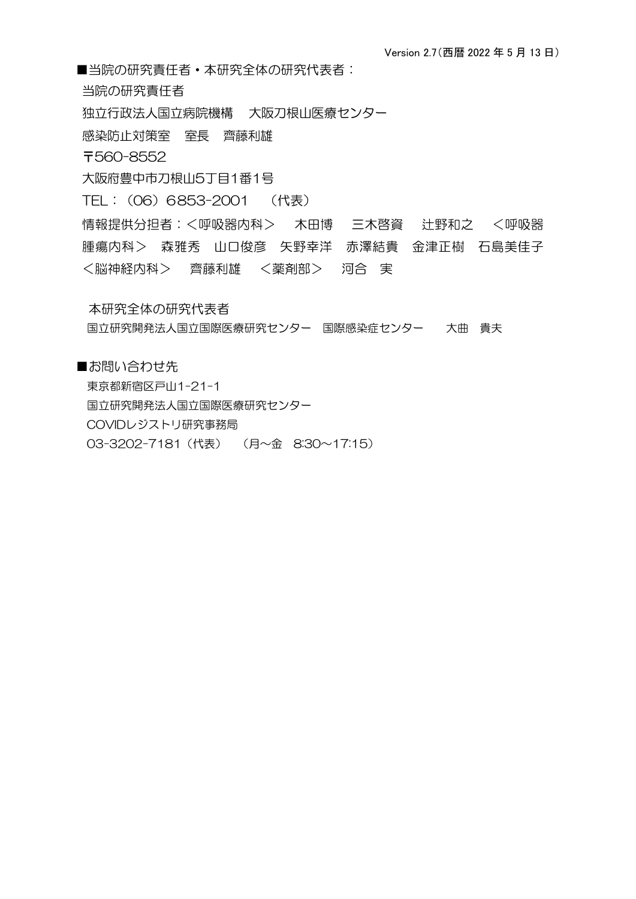Version 2.7（西暦 2022 年 5 月 13 日）

■当院の研究責任者・本研究全体の研究代表者：

当院の研究責任者

独立行政法人国立病院機構　大阪刀根山医療センター

感染防止対策室　室長　齊藤利雄

〒560-8552

大阪府豊中市刀根山5丁目1番1号

TEL：（06）6853-2001　（代表）

情報提供分担者：＜呼吸器内科＞　木田博　三木啓資　辻野和之　＜呼吸器腫瘍内科＞　森雅秀　山口俊彦　矢野幸洋　赤澤結貴　金津正樹　石島美佳子　＜脳神経内科＞　齊藤利雄　＜薬剤部＞　河合　実

本研究全体の研究代表者

国立研究開発法人国立国際医療研究センター　国際感染症センター　大曲　貴夫

■お問い合わせ先

東京都新宿区戸山1-21-1

国立研究開発法人国立国際医療研究センター

COVIDレジストリ研究事務局

03-3202-7181（代表）　（月～金　8:30～17:15）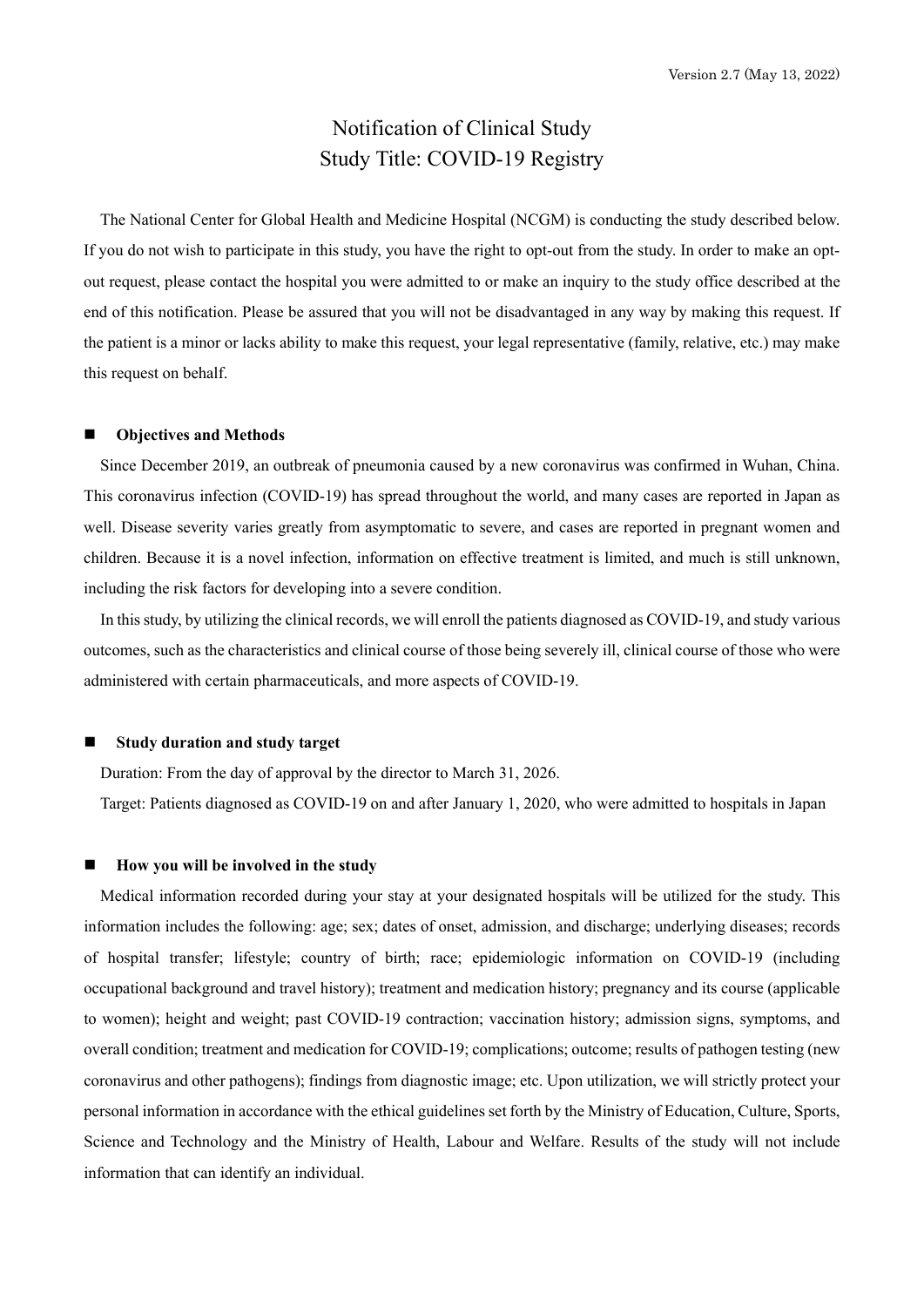Version 2.7 (May 13, 2022)

# Notification of Clinical Study
# Study Title: COVID-19 Registry

The National Center for Global Health and Medicine Hospital (NCGM) is conducting the study described below. If you do not wish to participate in this study, you have the right to opt-out from the study. In order to make an opt-out request, please contact the hospital you were admitted to or make an inquiry to the study office described at the end of this notification. Please be assured that you will not be disadvantaged in any way by making this request. If the patient is a minor or lacks ability to make this request, your legal representative (family, relative, etc.) may make this request on behalf.

## ■ Objectives and Methods

Since December 2019, an outbreak of pneumonia caused by a new coronavirus was confirmed in Wuhan, China. This coronavirus infection (COVID-19) has spread throughout the world, and many cases are reported in Japan as well. Disease severity varies greatly from asymptomatic to severe, and cases are reported in pregnant women and children. Because it is a novel infection, information on effective treatment is limited, and much is still unknown, including the risk factors for developing into a severe condition.

In this study, by utilizing the clinical records, we will enroll the patients diagnosed as COVID-19, and study various outcomes, such as the characteristics and clinical course of those being severely ill, clinical course of those who were administered with certain pharmaceuticals, and more aspects of COVID-19.

## ■ Study duration and study target

Duration: From the day of approval by the director to March 31, 2026.

Target: Patients diagnosed as COVID-19 on and after January 1, 2020, who were admitted to hospitals in Japan

## ■ How you will be involved in the study

Medical information recorded during your stay at your designated hospitals will be utilized for the study. This information includes the following: age; sex; dates of onset, admission, and discharge; underlying diseases; records of hospital transfer; lifestyle; country of birth; race; epidemiologic information on COVID-19 (including occupational background and travel history); treatment and medication history; pregnancy and its course (applicable to women); height and weight; past COVID-19 contraction; vaccination history; admission signs, symptoms, and overall condition; treatment and medication for COVID-19; complications; outcome; results of pathogen testing (new coronavirus and other pathogens); findings from diagnostic image; etc. Upon utilization, we will strictly protect your personal information in accordance with the ethical guidelines set forth by the Ministry of Education, Culture, Sports, Science and Technology and the Ministry of Health, Labour and Welfare. Results of the study will not include information that can identify an individual.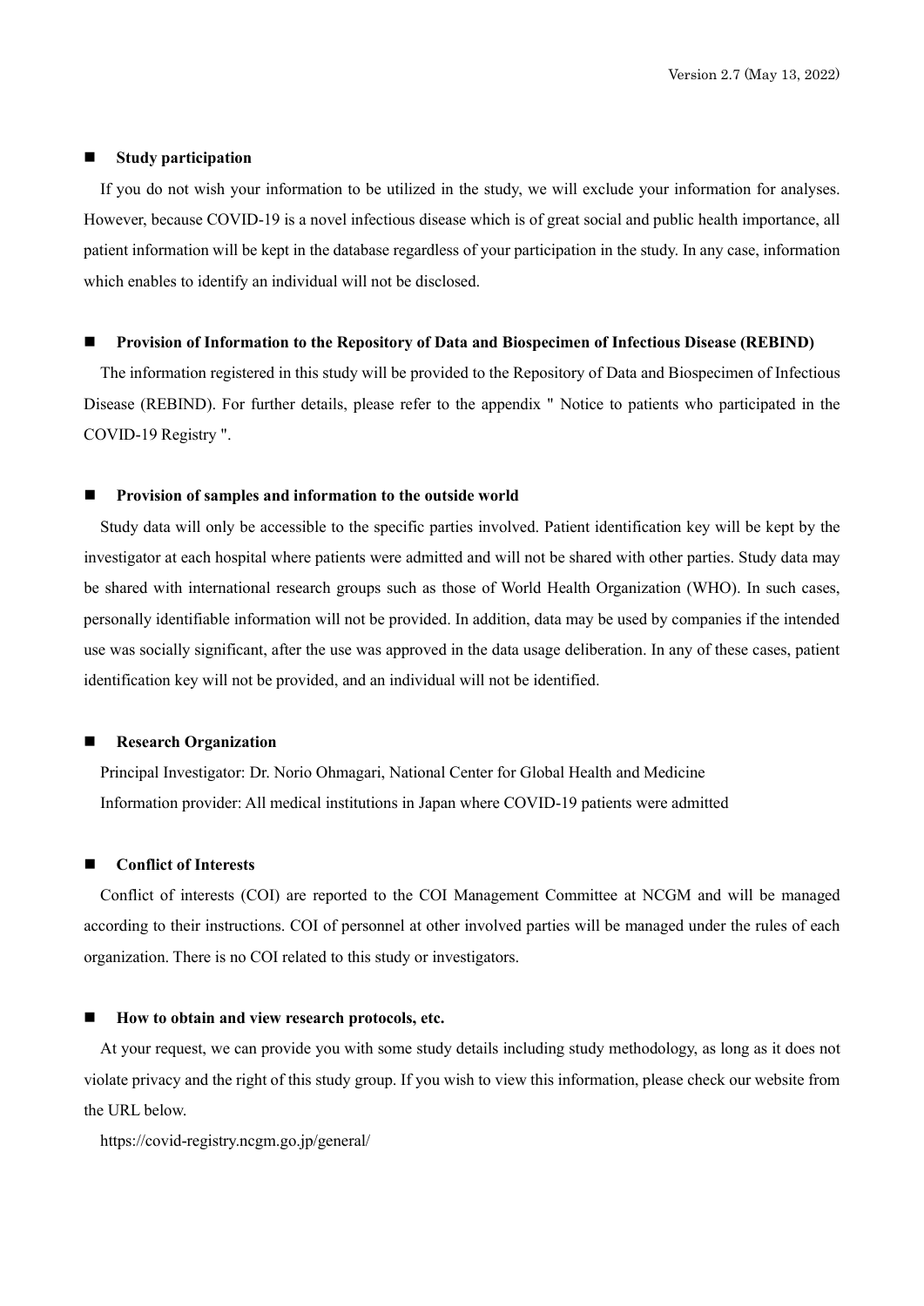## Study participation

If you do not wish your information to be utilized in the study, we will exclude your information for analyses. However, because COVID-19 is a novel infectious disease which is of great social and public health importance, all patient information will be kept in the database regardless of your participation in the study. In any case, information which enables to identify an individual will not be disclosed.

## Provision of Information to the Repository of Data and Biospecimen of Infectious Disease (REBIND)

The information registered in this study will be provided to the Repository of Data and Biospecimen of Infectious Disease (REBIND). For further details, please refer to the appendix " Notice to patients who participated in the COVID-19 Registry ".

## Provision of samples and information to the outside world

Study data will only be accessible to the specific parties involved. Patient identification key will be kept by the investigator at each hospital where patients were admitted and will not be shared with other parties. Study data may be shared with international research groups such as those of World Health Organization (WHO). In such cases, personally identifiable information will not be provided. In addition, data may be used by companies if the intended use was socially significant, after the use was approved in the data usage deliberation. In any of these cases, patient identification key will not be provided, and an individual will not be identified.

## Research Organization

Principal Investigator: Dr. Norio Ohmagari, National Center for Global Health and Medicine

Information provider: All medical institutions in Japan where COVID-19 patients were admitted

## Conflict of Interests

Conflict of interests (COI) are reported to the COI Management Committee at NCGM and will be managed according to their instructions. COI of personnel at other involved parties will be managed under the rules of each organization. There is no COI related to this study or investigators.

## How to obtain and view research protocols, etc.

At your request, we can provide you with some study details including study methodology, as long as it does not violate privacy and the right of this study group. If you wish to view this information, please check our website from the URL below.

https://covid-registry.ncgm.go.jp/general/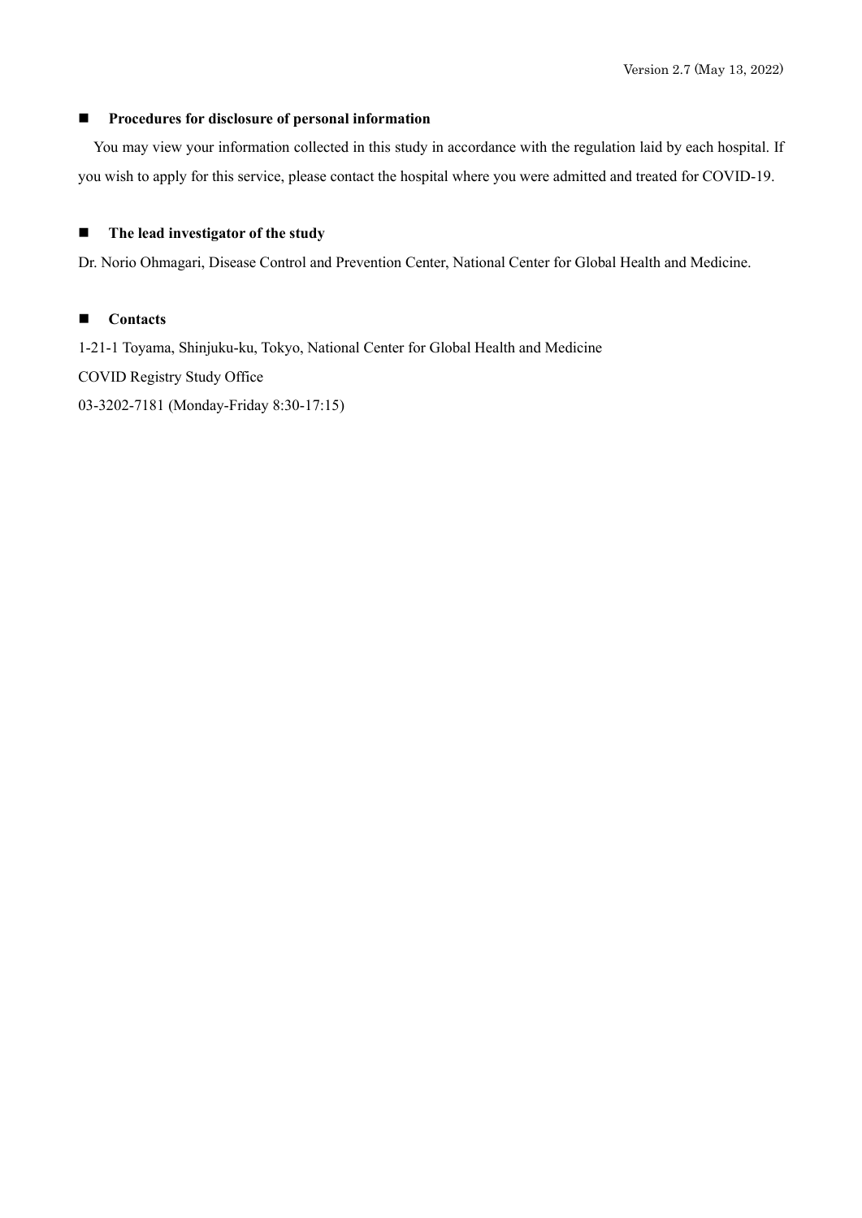## Procedures for disclosure of personal information

You may view your information collected in this study in accordance with the regulation laid by each hospital. If you wish to apply for this service, please contact the hospital where you were admitted and treated for COVID-19.

## The lead investigator of the study

Dr. Norio Ohmagari, Disease Control and Prevention Center, National Center for Global Health and Medicine.

## Contacts

1-21-1 Toyama, Shinjuku-ku, Tokyo, National Center for Global Health and Medicine

COVID Registry Study Office

03-3202-7181 (Monday-Friday 8:30-17:15)